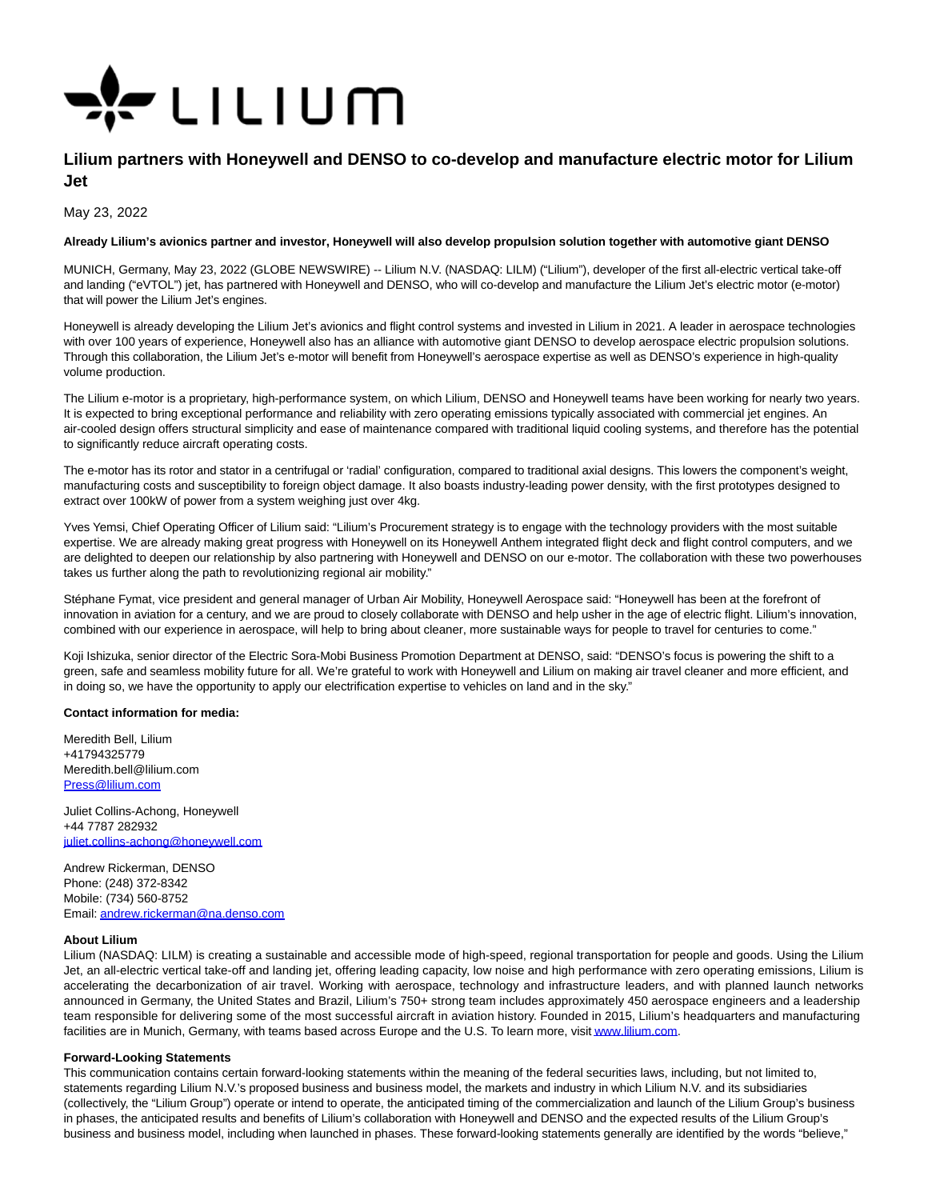# Lilium partners with Honeywell and DENSO to co-develop and manufacture electric motor for Lilium Jet

May 23, 2022

**Already Lilium's avionics partner and investor, Honeywell will also develop propulsion solution together with automotive giant DENSO**

MUNICH, Germany, May 23, 2022 (GLOBE NEWSWIRE) -- Lilium N.V. (NASDAQ: LILM) ("Lilium"), developer of the first all-electric vertical take-off and landing ("eVTOL") jet, has partnered with Honeywell and DENSO, who will co-develop and manufacture the Lilium Jet's electric motor (e-motor) that will power the Lilium Jet's engines.

Honeywell is already developing the Lilium Jet's avionics and flight control systems and invested in Lilium in 2021. A leader in aerospace technologies with over 100 years of experience, Honeywell also has an alliance with automotive giant DENSO to develop aerospace electric propulsion solutions. Through this collaboration, the Lilium Jet's e-motor will benefit from Honeywell's aerospace expertise as well as DENSO's experience in high-quality volume production.

The Lilium e-motor is a proprietary, high-performance system, on which Lilium, DENSO and Honeywell teams have been working for nearly two years. It is expected to bring exceptional performance and reliability with zero operating emissions typically associated with commercial jet engines. An air-cooled design offers structural simplicity and ease of maintenance compared with traditional liquid cooling systems, and therefore has the potential to significantly reduce aircraft operating costs.

The e-motor has its rotor and stator in a centrifugal or 'radial' configuration, compared to traditional axial designs. This lowers the component's weight, manufacturing costs and susceptibility to foreign object damage. It also boasts industry-leading power density, with the first prototypes designed to extract over 100kW of power from a system weighing just over 4kg.

Yves Yemsi, Chief Operating Officer of Lilium said: "Lilium's Procurement strategy is to engage with the technology providers with the most suitable expertise. We are already making great progress with Honeywell on its Honeywell Anthem integrated flight deck and flight control computers, and we are delighted to deepen our relationship by also partnering with Honeywell and DENSO on our e-motor. The collaboration with these two powerhouses takes us further along the path to revolutionizing regional air mobility."

Stéphane Fymat, vice president and general manager of Urban Air Mobility, Honeywell Aerospace said: "Honeywell has been at the forefront of innovation in aviation for a century, and we are proud to closely collaborate with DENSO and help usher in the age of electric flight. Lilium's innovation, combined with our experience in aerospace, will help to bring about cleaner, more sustainable ways for people to travel for centuries to come."

Koji Ishizuka, senior director of the Electric Sora-Mobi Business Promotion Department at DENSO, said: "DENSO's focus is powering the shift to a green, safe and seamless mobility future for all. We're grateful to work with Honeywell and Lilium on making air travel cleaner and more efficient, and in doing so, we have the opportunity to apply our electrification expertise to vehicles on land and in the sky."

**Contact information for media:**

Meredith Bell, Lilium
+41794325779
Meredith.bell@lilium.com
Press@lilium.com

Juliet Collins-Achong, Honeywell
+44 7787 282932
juliet.collins-achong@honeywell.com

Andrew Rickerman, DENSO
Phone: (248) 372-8342
Mobile: (734) 560-8752
Email: andrew.rickerman@na.denso.com

**About Lilium**

Lilium (NASDAQ: LILM) is creating a sustainable and accessible mode of high-speed, regional transportation for people and goods. Using the Lilium Jet, an all-electric vertical take-off and landing jet, offering leading capacity, low noise and high performance with zero operating emissions, Lilium is accelerating the decarbonization of air travel. Working with aerospace, technology and infrastructure leaders, and with planned launch networks announced in Germany, the United States and Brazil, Lilium's 750+ strong team includes approximately 450 aerospace engineers and a leadership team responsible for delivering some of the most successful aircraft in aviation history. Founded in 2015, Lilium's headquarters and manufacturing facilities are in Munich, Germany, with teams based across Europe and the U.S. To learn more, visit www.lilium.com.

**Forward-Looking Statements**

This communication contains certain forward-looking statements within the meaning of the federal securities laws, including, but not limited to, statements regarding Lilium N.V.'s proposed business and business model, the markets and industry in which Lilium N.V. and its subsidiaries (collectively, the "Lilium Group") operate or intend to operate, the anticipated timing of the commercialization and launch of the Lilium Group's business in phases, the anticipated results and benefits of Lilium's collaboration with Honeywell and DENSO and the expected results of the Lilium Group's business and business model, including when launched in phases. These forward-looking statements generally are identified by the words "believe,"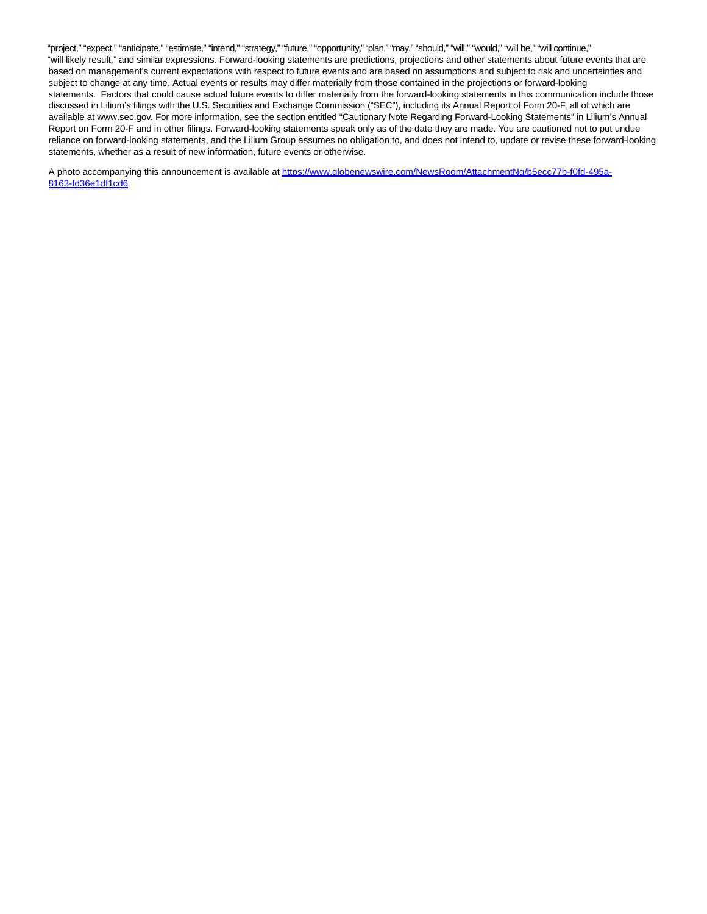"project," "expect," "anticipate," "estimate," "intend," "strategy," "future," "opportunity," "plan," "may," "should," "will," "would," "will be," "will continue," "will likely result," and similar expressions. Forward-looking statements are predictions, projections and other statements about future events that are based on management's current expectations with respect to future events and are based on assumptions and subject to risk and uncertainties and subject to change at any time. Actual events or results may differ materially from those contained in the projections or forward-looking statements. Factors that could cause actual future events to differ materially from the forward-looking statements in this communication include those discussed in Lilium's filings with the U.S. Securities and Exchange Commission ("SEC"), including its Annual Report of Form 20-F, all of which are available at www.sec.gov. For more information, see the section entitled "Cautionary Note Regarding Forward-Looking Statements" in Lilium's Annual Report on Form 20-F and in other filings. Forward-looking statements speak only as of the date they are made. You are cautioned not to put undue reliance on forward-looking statements, and the Lilium Group assumes no obligation to, and does not intend to, update or revise these forward-looking statements, whether as a result of new information, future events or otherwise.

A photo accompanying this announcement is available at https://www.globenewswire.com/NewsRoom/AttachmentNg/b5ecc77b-f0fd-495a-8163-fd36e1df1cd6